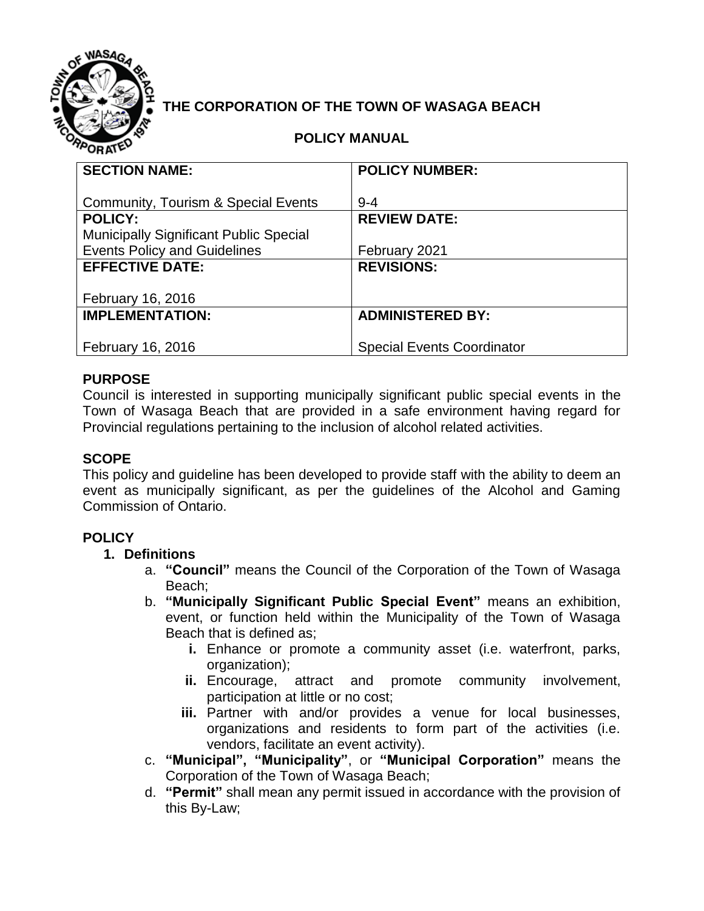# THE CORPORATION OF THE TOWN OF WASAGA BEACH

## POLICY MANUAL

| SECTION NAME: | POLICY NUMBER: |
|---|---|
| Community, Tourism & Special Events | 9-4 |
| **POLICY:** Municipally Significant Public Special Events Policy and Guidelines | **REVIEW DATE:** February 2021 |
| **EFFECTIVE DATE:** February 16, 2016 | **REVISIONS:** |
| **IMPLEMENTATION:** February 16, 2016 | **ADMINISTERED BY:** Special Events Coordinator |

### PURPOSE

Council is interested in supporting municipally significant public special events in the Town of Wasaga Beach that are provided in a safe environment having regard for Provincial regulations pertaining to the inclusion of alcohol related activities.

### SCOPE

This policy and guideline has been developed to provide staff with the ability to deem an event as municipally significant, as per the guidelines of the Alcohol and Gaming Commission of Ontario.

### POLICY

**1. Definitions**

a. **"Council"** means the Council of the Corporation of the Town of Wasaga Beach;

b. **"Municipally Significant Public Special Event"** means an exhibition, event, or function held within the Municipality of the Town of Wasaga Beach that is defined as;

   **i.** Enhance or promote a community asset (i.e. waterfront, parks, organization);

   **ii.** Encourage, attract and promote community involvement, participation at little or no cost;

   **iii.** Partner with and/or provides a venue for local businesses, organizations and residents to form part of the activities (i.e. vendors, facilitate an event activity).

c. **"Municipal", "Municipality"**, or **"Municipal Corporation"** means the Corporation of the Town of Wasaga Beach;

d. **"Permit"** shall mean any permit issued in accordance with the provision of this By-Law;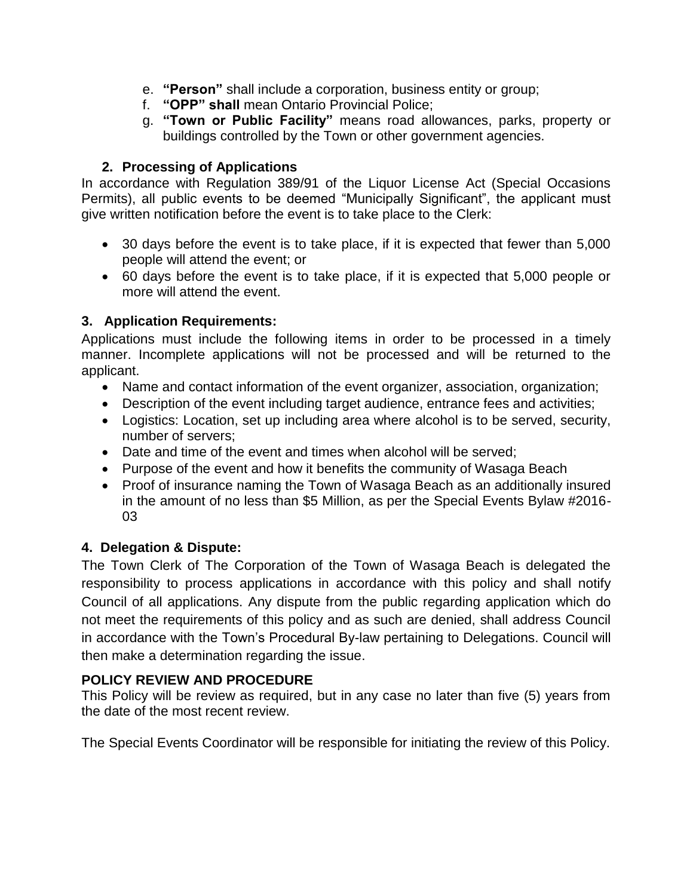e. **"Person"** shall include a corporation, business entity or group;
f. **"OPP" shall** mean Ontario Provincial Police;
g. **"Town or Public Facility"** means road allowances, parks, property or buildings controlled by the Town or other government agencies.

### 2. Processing of Applications

In accordance with Regulation 389/91 of the Liquor License Act (Special Occasions Permits), all public events to be deemed "Municipally Significant", the applicant must give written notification before the event is to take place to the Clerk:

- 30 days before the event is to take place, if it is expected that fewer than 5,000 people will attend the event; or
- 60 days before the event is to take place, if it is expected that 5,000 people or more will attend the event.

### 3. Application Requirements:

Applications must include the following items in order to be processed in a timely manner. Incomplete applications will not be processed and will be returned to the applicant.

- Name and contact information of the event organizer, association, organization;
- Description of the event including target audience, entrance fees and activities;
- Logistics: Location, set up including area where alcohol is to be served, security, number of servers;
- Date and time of the event and times when alcohol will be served;
- Purpose of the event and how it benefits the community of Wasaga Beach
- Proof of insurance naming the Town of Wasaga Beach as an additionally insured in the amount of no less than $5 Million, as per the Special Events Bylaw #2016-03

### 4. Delegation & Dispute:

The Town Clerk of The Corporation of the Town of Wasaga Beach is delegated the responsibility to process applications in accordance with this policy and shall notify Council of all applications. Any dispute from the public regarding application which do not meet the requirements of this policy and as such are denied, shall address Council in accordance with the Town's Procedural By-law pertaining to Delegations. Council will then make a determination regarding the issue.

## POLICY REVIEW AND PROCEDURE

This Policy will be review as required, but in any case no later than five (5) years from the date of the most recent review.

The Special Events Coordinator will be responsible for initiating the review of this Policy.